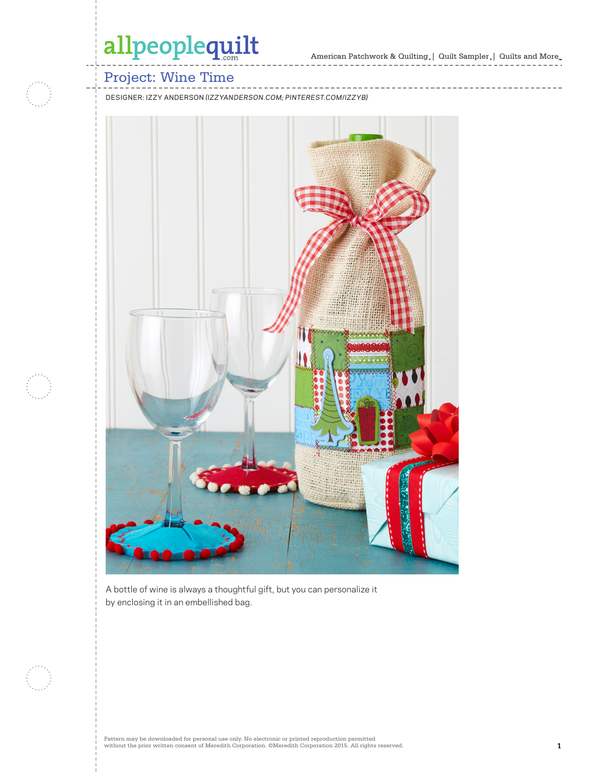# Project: Wine Time

DESIGNER: IZZY ANDERSON (*IZZYANDERSON.COM; PINTEREST.COM/IZZYB*)

A bottle of wine is always a thoughtful gift, but you can personalize it by enclosing it in an embellished bag.

Pattern may be downloaded for personal use only. No electronic or printed reproduction permitted without the prior written consent of Meredith Corporation. ©Meredith Corporation 2015. All rights reserved.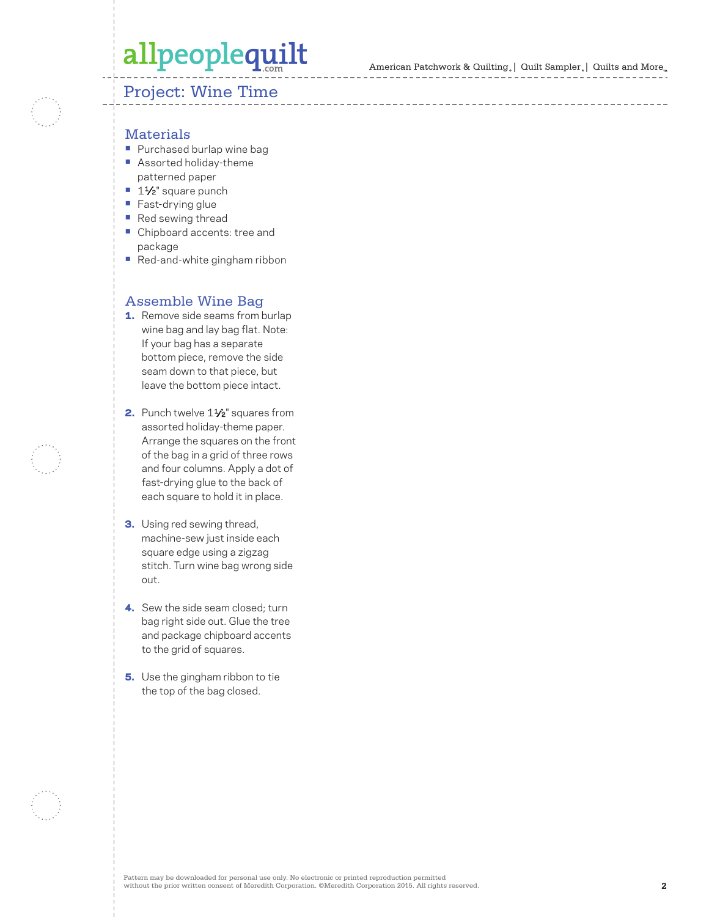## Project: Wine Time

### Materials

- Purchased burlap wine bag
- Assorted holiday-theme patterned paper
- 1½" square punch
- Fast-drying glue
- Red sewing thread
- Chipboard accents: tree and package
- Red-and-white gingham ribbon

### Assemble Wine Bag

1. Remove side seams from burlap wine bag and lay bag flat. Note: If your bag has a separate bottom piece, remove the side seam down to that piece, but leave the bottom piece intact.

2. Punch twelve 1½" squares from assorted holiday-theme paper. Arrange the squares on the front of the bag in a grid of three rows and four columns. Apply a dot of fast-drying glue to the back of each square to hold it in place.

3. Using red sewing thread, machine-sew just inside each square edge using a zigzag stitch. Turn wine bag wrong side out.

4. Sew the side seam closed; turn bag right side out. Glue the tree and package chipboard accents to the grid of squares.

5. Use the gingham ribbon to tie the top of the bag closed.

Pattern may be downloaded for personal use only. No electronic or printed reproduction permitted without the prior written consent of Meredith Corporation. ©Meredith Corporation 2015. All rights reserved.